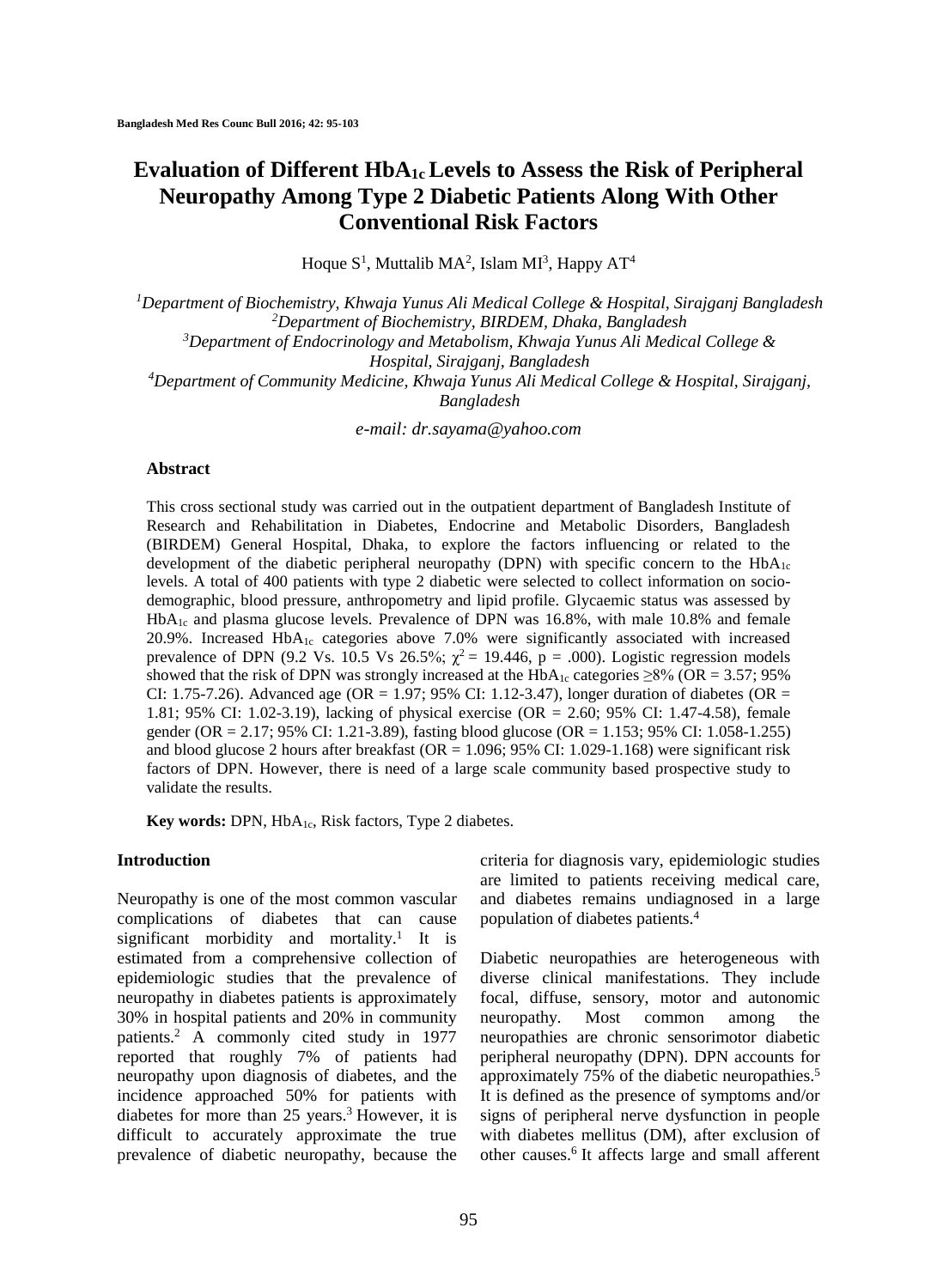# Evaluation of Different $HbA_{1c}$ Levels to Assess the Risk of Peripheral Neuropathy Among Type 2 Diabetic Patients Along With Other Conventional Risk Factors

Hoque S[1], Muttalib MA[2], Islam MI[3], Happy AT[4]

[1]*Department of Biochemistry, Khwaja Yunus Ali Medical College & Hospital, Sirajganj Bangladesh*
[2]*Department of Biochemistry, BIRDEM, Dhaka, Bangladesh*
[3]*Department of Endocrinology and Metabolism, Khwaja Yunus Ali Medical College & Hospital, Sirajganj, Bangladesh*
[4]*Department of Community Medicine, Khwaja Yunus Ali Medical College & Hospital, Sirajganj, Bangladesh*

*e-mail: dr.sayama@yahoo.com*

### Abstract

This cross sectional study was carried out in the outpatient department of Bangladesh Institute of Research and Rehabilitation in Diabetes, Endocrine and Metabolic Disorders, Bangladesh (BIRDEM) General Hospital, Dhaka, to explore the factors influencing or related to the development of the diabetic peripheral neuropathy (DPN) with specific concern to the $HbA_{1c}$ levels. A total of 400 patients with type 2 diabetic were selected to collect information on socio-demographic, blood pressure, anthropometry and lipid profile. Glycaemic status was assessed by $HbA_{1c}$ and plasma glucose levels. Prevalence of DPN was 16.8%, with male 10.8% and female 20.9%. Increased $HbA_{1c}$ categories above 7.0% were significantly associated with increased prevalence of DPN (9.2 Vs. 10.5 Vs 26.5%; $\chi^2 = 19.446$, $p = .000$). Logistic regression models showed that the risk of DPN was strongly increased at the $HbA_{1c}$ categories $\geq 8\%$ (OR = 3.57; 95% CI: 1.75-7.26). Advanced age (OR = 1.97; 95% CI: 1.12-3.47), longer duration of diabetes (OR = 1.81; 95% CI: 1.02-3.19), lacking of physical exercise (OR = 2.60; 95% CI: 1.47-4.58), female gender (OR = 2.17; 95% CI: 1.21-3.89), fasting blood glucose (OR = 1.153; 95% CI: 1.058-1.255) and blood glucose 2 hours after breakfast (OR = 1.096; 95% CI: 1.029-1.168) were significant risk factors of DPN. However, there is need of a large scale community based prospective study to validate the results.

**Key words:** DPN, $HbA_{1c}$, Risk factors, Type 2 diabetes.

### Introduction

Neuropathy is one of the most common vascular complications of diabetes that can cause significant morbidity and mortality.[1] It is estimated from a comprehensive collection of epidemiologic studies that the prevalence of neuropathy in diabetes patients is approximately 30% in hospital patients and 20% in community patients.[2] A commonly cited study in 1977 reported that roughly 7% of patients had neuropathy upon diagnosis of diabetes, and the incidence approached 50% for patients with diabetes for more than 25 years.[3] However, it is difficult to accurately approximate the true prevalence of diabetic neuropathy, because the criteria for diagnosis vary, epidemiologic studies are limited to patients receiving medical care, and diabetes remains undiagnosed in a large population of diabetes patients.[4]

Diabetic neuropathies are heterogeneous with diverse clinical manifestations. They include focal, diffuse, sensory, motor and autonomic neuropathy. Most common among the neuropathies are chronic sensorimotor diabetic peripheral neuropathy (DPN). DPN accounts for approximately 75% of the diabetic neuropathies.[5] It is defined as the presence of symptoms and/or signs of peripheral nerve dysfunction in people with diabetes mellitus (DM), after exclusion of other causes.[6] It affects large and small afferent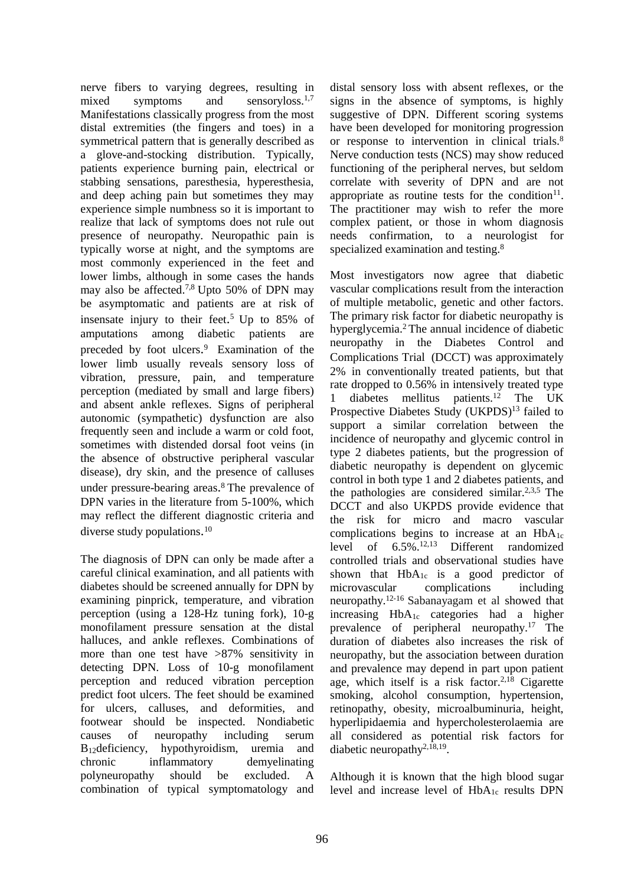nerve fibers to varying degrees, resulting in mixed symptoms and sensoryloss.[1,7] Manifestations classically progress from the most distal extremities (the fingers and toes) in a symmetrical pattern that is generally described as a glove-and-stocking distribution. Typically, patients experience burning pain, electrical or stabbing sensations, paresthesia, hyperesthesia, and deep aching pain but sometimes they may experience simple numbness so it is important to realize that lack of symptoms does not rule out presence of neuropathy. Neuropathic pain is typically worse at night, and the symptoms are most commonly experienced in the feet and lower limbs, although in some cases the hands may also be affected.[7,8] Upto 50% of DPN may be asymptomatic and patients are at risk of insensate injury to their feet.[5] Up to 85% of amputations among diabetic patients are preceded by foot ulcers.[9] Examination of the lower limb usually reveals sensory loss of vibration, pressure, pain, and temperature perception (mediated by small and large fibers) and absent ankle reflexes. Signs of peripheral autonomic (sympathetic) dysfunction are also frequently seen and include a warm or cold foot, sometimes with distended dorsal foot veins (in the absence of obstructive peripheral vascular disease), dry skin, and the presence of calluses under pressure-bearing areas.[8] The prevalence of DPN varies in the literature from 5-100%, which may reflect the different diagnostic criteria and diverse study populations.[10]

The diagnosis of DPN can only be made after a careful clinical examination, and all patients with diabetes should be screened annually for DPN by examining pinprick, temperature, and vibration perception (using a 128-Hz tuning fork), 10-g monofilament pressure sensation at the distal halluces, and ankle reflexes. Combinations of more than one test have >87% sensitivity in detecting DPN. Loss of 10-g monofilament perception and reduced vibration perception predict foot ulcers. The feet should be examined for ulcers, calluses, and deformities, and footwear should be inspected. Nondiabetic causes of neuropathy including serum $B_{12}$deficiency, hypothyroidism, uremia and chronic inflammatory demyelinating polyneuropathy should be excluded. A combination of typical symptomatology and distal sensory loss with absent reflexes, or the signs in the absence of symptoms, is highly suggestive of DPN. Different scoring systems have been developed for monitoring progression or response to intervention in clinical trials.[8] Nerve conduction tests (NCS) may show reduced functioning of the peripheral nerves, but seldom correlate with severity of DPN and are not appropriate as routine tests for the condition[11]. The practitioner may wish to refer the more complex patient, or those in whom diagnosis needs confirmation, to a neurologist for specialized examination and testing.[8]

Most investigators now agree that diabetic vascular complications result from the interaction of multiple metabolic, genetic and other factors. The primary risk factor for diabetic neuropathy is hyperglycemia.[2] The annual incidence of diabetic neuropathy in the Diabetes Control and Complications Trial (DCCT) was approximately 2% in conventionally treated patients, but that rate dropped to 0.56% in intensively treated type 1 diabetes mellitus patients.[12] The UK Prospective Diabetes Study (UKPDS)[13] failed to support a similar correlation between the incidence of neuropathy and glycemic control in type 2 diabetes patients, but the progression of diabetic neuropathy is dependent on glycemic control in both type 1 and 2 diabetes patients, and the pathologies are considered similar.[2,3,5] The DCCT and also UKPDS provide evidence that the risk for micro and macro vascular complications begins to increase at an $HbA_{1c}$ level of 6.5%.[12,13] Different randomized controlled trials and observational studies have shown that $HbA_{1c}$ is a good predictor of microvascular complications including neuropathy.[12-16] Sabanayagam et al showed that increasing $HbA_{1c}$ categories had a higher prevalence of peripheral neuropathy.[17] The duration of diabetes also increases the risk of neuropathy, but the association between duration and prevalence may depend in part upon patient age, which itself is a risk factor.[2,18] Cigarette smoking, alcohol consumption, hypertension, retinopathy, obesity, microalbuminuria, height, hyperlipidaemia and hypercholesterolaemia are all considered as potential risk factors for diabetic neuropathy[2,18,19].

Although it is known that the high blood sugar level and increase level of $HbA_{1c}$ results DPN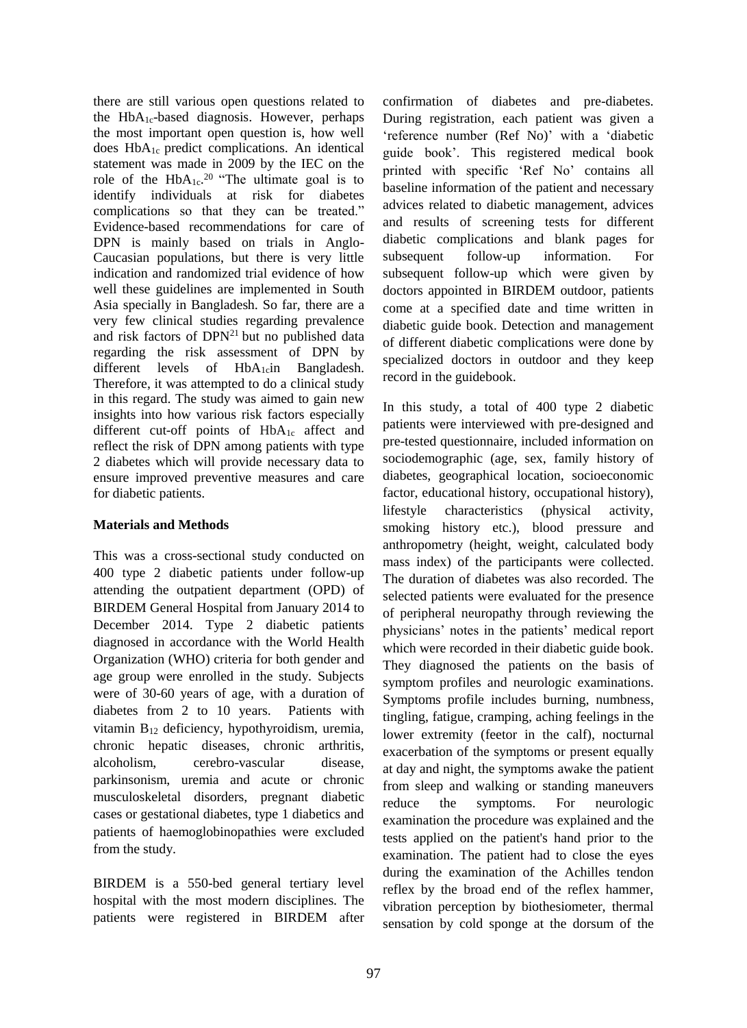there are still various open questions related to the $HbA_{1c}$-based diagnosis. However, perhaps the most important open question is, how well does $HbA_{1c}$ predict complications. An identical statement was made in 2009 by the IEC on the role of the $HbA_{1c}$.[20] "The ultimate goal is to identify individuals at risk for diabetes complications so that they can be treated." Evidence-based recommendations for care of DPN is mainly based on trials in Anglo-Caucasian populations, but there is very little indication and randomized trial evidence of how well these guidelines are implemented in South Asia specially in Bangladesh. So far, there are a very few clinical studies regarding prevalence and risk factors of DPN[21] but no published data regarding the risk assessment of DPN by different levels of $HbA_{1c}$in Bangladesh. Therefore, it was attempted to do a clinical study in this regard. The study was aimed to gain new insights into how various risk factors especially different cut-off points of $HbA_{1c}$ affect and reflect the risk of DPN among patients with type 2 diabetes which will provide necessary data to ensure improved preventive measures and care for diabetic patients.

## Materials and Methods

This was a cross-sectional study conducted on 400 type 2 diabetic patients under follow-up attending the outpatient department (OPD) of BIRDEM General Hospital from January 2014 to December 2014. Type 2 diabetic patients diagnosed in accordance with the World Health Organization (WHO) criteria for both gender and age group were enrolled in the study. Subjects were of 30-60 years of age, with a duration of diabetes from 2 to 10 years. Patients with vitamin $B_{12}$ deficiency, hypothyroidism, uremia, chronic hepatic diseases, chronic arthritis, alcoholism, cerebro-vascular disease, parkinsonism, uremia and acute or chronic musculoskeletal disorders, pregnant diabetic cases or gestational diabetes, type 1 diabetics and patients of haemoglobinopathies were excluded from the study.

BIRDEM is a 550-bed general tertiary level hospital with the most modern disciplines. The patients were registered in BIRDEM after confirmation of diabetes and pre-diabetes. During registration, each patient was given a 'reference number (Ref No)' with a 'diabetic guide book'. This registered medical book printed with specific 'Ref No' contains all baseline information of the patient and necessary advices related to diabetic management, advices and results of screening tests for different diabetic complications and blank pages for subsequent follow-up information. For subsequent follow-up which were given by doctors appointed in BIRDEM outdoor, patients come at a specified date and time written in diabetic guide book. Detection and management of different diabetic complications were done by specialized doctors in outdoor and they keep record in the guidebook.

In this study, a total of 400 type 2 diabetic patients were interviewed with pre-designed and pre-tested questionnaire, included information on sociodemographic (age, sex, family history of diabetes, geographical location, socioeconomic factor, educational history, occupational history), lifestyle characteristics (physical activity, smoking history etc.), blood pressure and anthropometry (height, weight, calculated body mass index) of the participants were collected. The duration of diabetes was also recorded. The selected patients were evaluated for the presence of peripheral neuropathy through reviewing the physicians' notes in the patients' medical report which were recorded in their diabetic guide book. They diagnosed the patients on the basis of symptom profiles and neurologic examinations. Symptoms profile includes burning, numbness, tingling, fatigue, cramping, aching feelings in the lower extremity (feetor in the calf), nocturnal exacerbation of the symptoms or present equally at day and night, the symptoms awake the patient from sleep and walking or standing maneuvers reduce the symptoms. For neurologic examination the procedure was explained and the tests applied on the patient's hand prior to the examination. The patient had to close the eyes during the examination of the Achilles tendon reflex by the broad end of the reflex hammer, vibration perception by biothesiometer, thermal sensation by cold sponge at the dorsum of the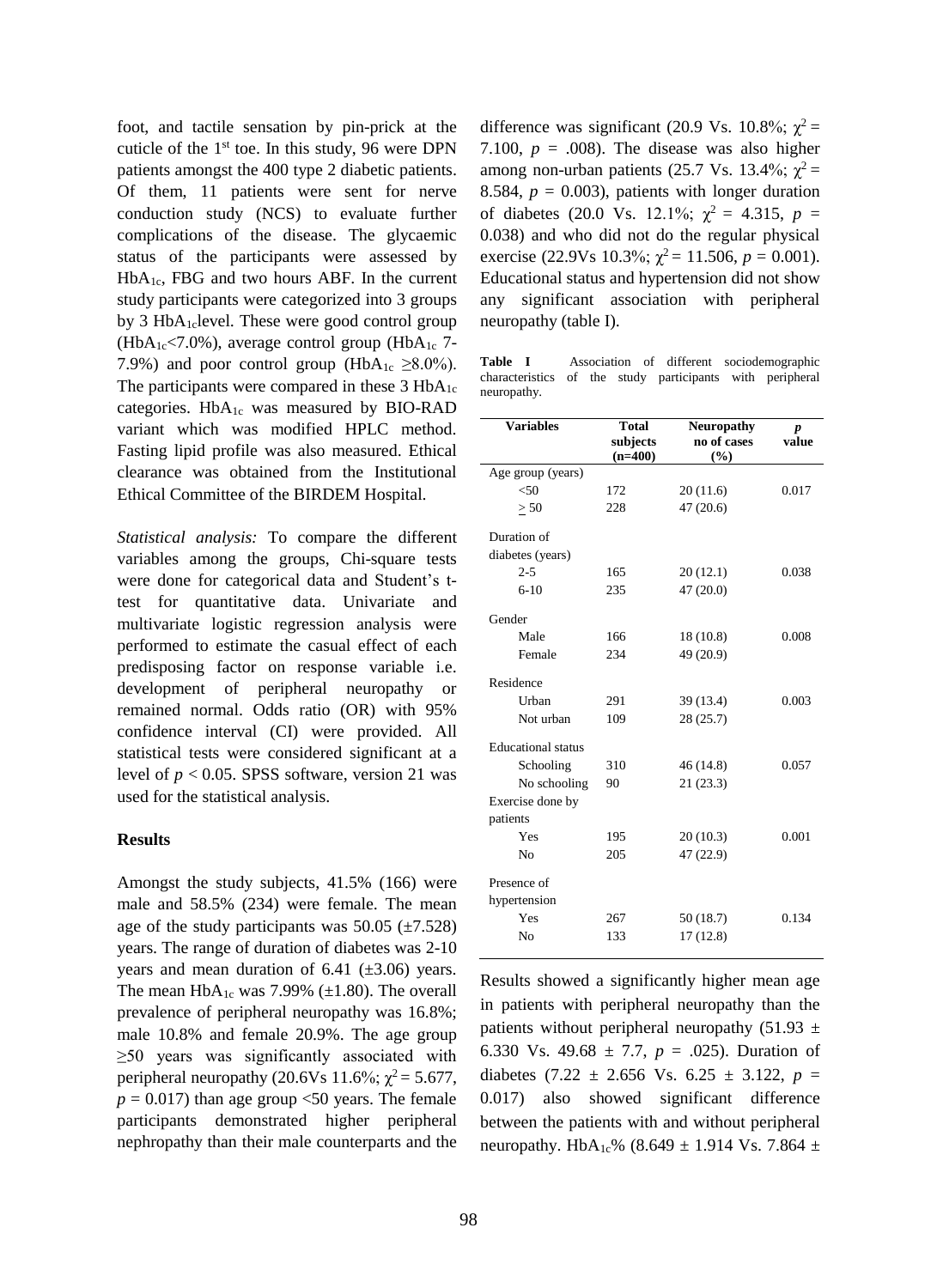foot, and tactile sensation by pin-prick at the cuticle of the 1st toe. In this study, 96 were DPN patients amongst the 400 type 2 diabetic patients. Of them, 11 patients were sent for nerve conduction study (NCS) to evaluate further complications of the disease. The glycaemic status of the participants were assessed by $HbA_{1c}$, FBG and two hours ABF. In the current study participants were categorized into 3 groups by 3 $HbA_{1c}$level. These were good control group ($HbA_{1c}$<7.0%), average control group ($HbA_{1c}$ 7-7.9%) and poor control group ($HbA_{1c}$ ≥8.0%). The participants were compared in these 3 $HbA_{1c}$ categories. $HbA_{1c}$ was measured by BIO-RAD variant which was modified HPLC method. Fasting lipid profile was also measured. Ethical clearance was obtained from the Institutional Ethical Committee of the BIRDEM Hospital.

*Statistical analysis:* To compare the different variables among the groups, Chi-square tests were done for categorical data and Student's t-test for quantitative data. Univariate and multivariate logistic regression analysis were performed to estimate the casual effect of each predisposing factor on response variable i.e. development of peripheral neuropathy or remained normal. Odds ratio (OR) with 95% confidence interval (CI) were provided. All statistical tests were considered significant at a level of $p < 0.05$. SPSS software, version 21 was used for the statistical analysis.

### Results

Amongst the study subjects, 41.5% (166) were male and 58.5% (234) were female. The mean age of the study participants was 50.05 (±7.528) years. The range of duration of diabetes was 2-10 years and mean duration of 6.41 (±3.06) years. The mean $HbA_{1c}$ was 7.99% (±1.80). The overall prevalence of peripheral neuropathy was 16.8%; male 10.8% and female 20.9%. The age group ≥50 years was significantly associated with peripheral neuropathy (20.6Vs 11.6%; $\chi^2 = 5.677$, $p = 0.017$) than age group <50 years. The female participants demonstrated higher peripheral nephropathy than their male counterparts and the difference was significant (20.9 Vs. 10.8%; $\chi^2 = 7.100$, $p = .008$). The disease was also higher among non-urban patients (25.7 Vs. 13.4%; $\chi^2 = 8.584$, $p = 0.003$), patients with longer duration of diabetes (20.0 Vs. 12.1%; $\chi^2 = 4.315$, $p = 0.038$) and who did not do the regular physical exercise (22.9Vs 10.3%; $\chi^2 = 11.506$, $p = 0.001$). Educational status and hypertension did not show any significant association with peripheral neuropathy (table I).

**Table I** Association of different sociodemographic characteristics of the study participants with peripheral neuropathy.

| Variables | Total subjects (n=400) | Neuropathy no of cases (%) | *p* value |
|---|---|---|---|
| Age group (years) | | | |
| <50 | 172 | 20 (11.6) | 0.017 |
| ≥ 50 | 228 | 47 (20.6) | |
| Duration of diabetes (years) | | | |
| 2-5 | 165 | 20 (12.1) | 0.038 |
| 6-10 | 235 | 47 (20.0) | |
| Gender | | | |
| Male | 166 | 18 (10.8) | 0.008 |
| Female | 234 | 49 (20.9) | |
| Residence | | | |
| Urban | 291 | 39 (13.4) | 0.003 |
| Not urban | 109 | 28 (25.7) | |
| Educational status | | | |
| Schooling | 310 | 46 (14.8) | 0.057 |
| No schooling | 90 | 21 (23.3) | |
| Exercise done by patients | | | |
| Yes | 195 | 20 (10.3) | 0.001 |
| No | 205 | 47 (22.9) | |
| Presence of hypertension | | | |
| Yes | 267 | 50 (18.7) | 0.134 |
| No | 133 | 17 (12.8) | |

Results showed a significantly higher mean age in patients with peripheral neuropathy than the patients without peripheral neuropathy (51.93 ± 6.330 Vs. 49.68 ± 7.7, $p = .025$). Duration of diabetes (7.22 ± 2.656 Vs. 6.25 ± 3.122, $p = 0.017$) also showed significant difference between the patients with and without peripheral neuropathy. $HbA_{1c}$% (8.649 ± 1.914 Vs. 7.864 ±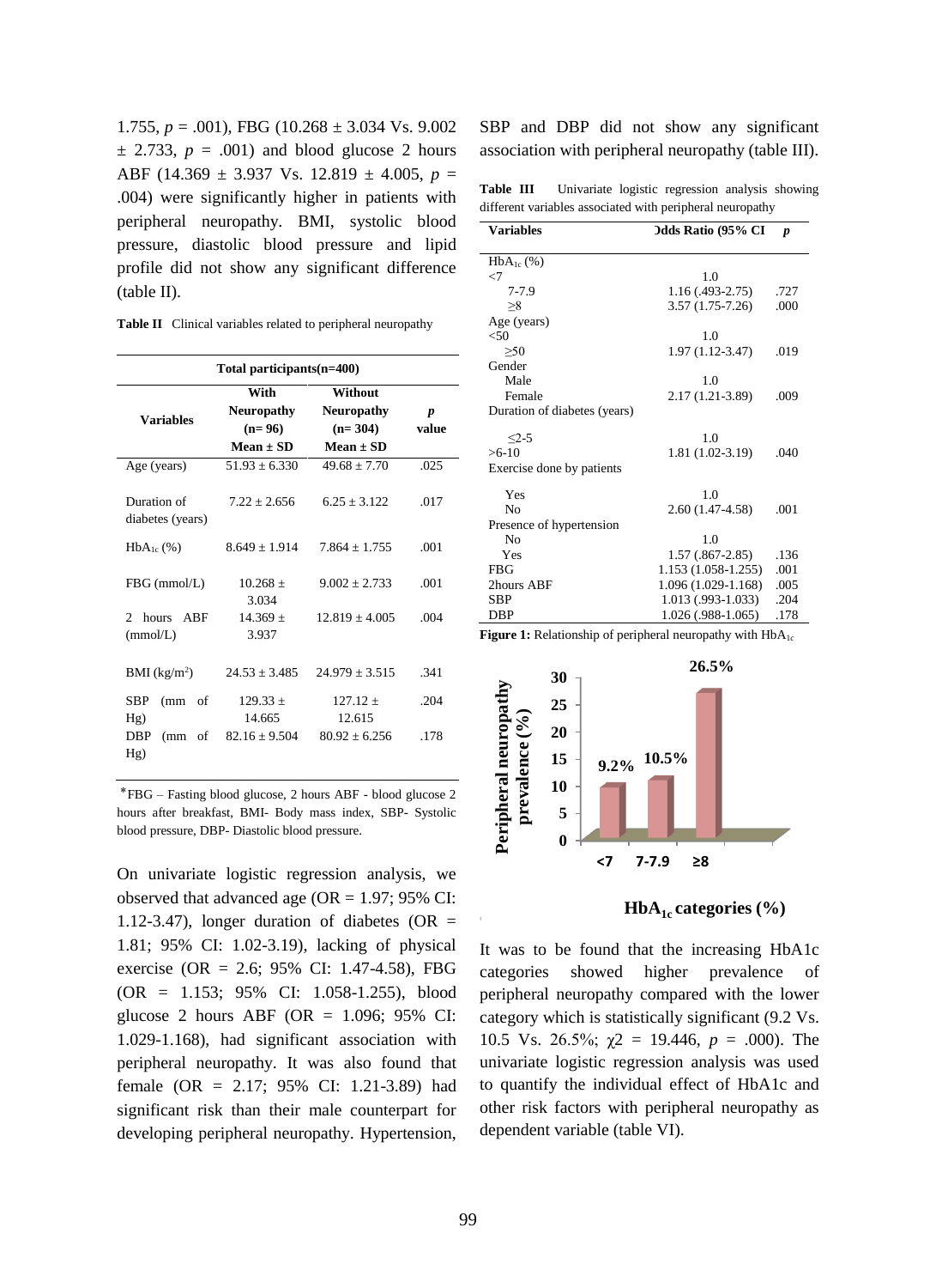1.755, $p$ = .001), FBG (10.268 ± 3.034 Vs. 9.002 ± 2.733, $p$ = .001) and blood glucose 2 hours ABF (14.369 ± 3.937 Vs. 12.819 ± 4.005, $p$ = .004) were significantly higher in patients with peripheral neuropathy. BMI, systolic blood pressure, diastolic blood pressure and lipid profile did not show any significant difference (table II).

**Table II** Clinical variables related to peripheral neuropathy

| Variables | With Neuropathy (n= 96) Mean ± SD | Without Neuropathy (n= 304) Mean ± SD | *p* value |
|---|---|---|---|
| | Total participants(n=400) | | |
| Age (years) | 51.93 ± 6.330 | 49.68 ± 7.70 | .025 |
| Duration of diabetes (years) | 7.22 ± 2.656 | 6.25 ± 3.122 | .017 |
| $HbA_{1c}$ (%) | 8.649 ± 1.914 | 7.864 ± 1.755 | .001 |
| FBG (mmol/L) | 10.268 ± 3.034 | 9.002 ± 2.733 | .001 |
| 2 hours ABF (mmol/L) | 14.369 ± 3.937 | 12.819 ± 4.005 | .004 |
| BMI (kg/m$^2$) | 24.53 ± 3.485 | 24.979 ± 3.515 | .341 |
| SBP (mm of Hg) | 129.33 ± 14.665 | 127.12 ± 12.615 | .204 |
| DBP (mm of Hg) | 82.16 ± 9.504 | 80.92 ± 6.256 | .178 |

*FBG – Fasting blood glucose, 2 hours ABF - blood glucose 2 hours after breakfast, BMI- Body mass index, SBP- Systolic blood pressure, DBP- Diastolic blood pressure.

On univariate logistic regression analysis, we observed that advanced age (OR = 1.97; 95% CI: 1.12-3.47), longer duration of diabetes (OR = 1.81; 95% CI: 1.02-3.19), lacking of physical exercise (OR = 2.6; 95% CI: 1.47-4.58), FBG (OR = 1.153; 95% CI: 1.058-1.255), blood glucose 2 hours ABF (OR = 1.096; 95% CI: 1.029-1.168), had significant association with peripheral neuropathy. It was also found that female (OR = 2.17; 95% CI: 1.21-3.89) had significant risk than their male counterpart for developing peripheral neuropathy. Hypertension, SBP and DBP did not show any significant association with peripheral neuropathy (table III).

**Table III** Univariate logistic regression analysis showing different variables associated with peripheral neuropathy

| Variables | Odds Ratio (95% CI | *p* |
|---|---|---|
| $HbA_{1c}$ (%) | | |
| <7 | 1.0 | |
| 7-7.9 | 1.16 (.493-2.75) | .727 |
| ≥8 | 3.57 (1.75-7.26) | .000 |
| Age (years) | | |
| <50 | 1.0 | |
| ≥50 | 1.97 (1.12-3.47) | .019 |
| Gender | | |
| Male | 1.0 | |
| Female | 2.17 (1.21-3.89) | .009 |
| Duration of diabetes (years) | | |
| ≤2-5 | 1.0 | |
| >6-10 | 1.81 (1.02-3.19) | .040 |
| Exercise done by patients | | |
| Yes | 1.0 | |
| No | 2.60 (1.47-4.58) | .001 |
| Presence of hypertension | | |
| No | 1.0 | |
| Yes | 1.57 (.867-2.85) | .136 |
| FBG | 1.153 (1.058-1.255) | .001 |
| 2hours ABF | 1.096 (1.029-1.168) | .005 |
| SBP | 1.013 (.993-1.033) | .204 |
| DBP | 1.026 (.988-1.065) | .178 |

**Figure 1:** Relationship of peripheral neuropathy with $HbA_{1c}$

It was to be found that the increasing HbA1c categories showed higher prevalence of peripheral neuropathy compared with the lower category which is statistically significant (9.2 Vs. 10.5 Vs. 26.5%; $\chi2$ = 19.446, $p$ = .000). The univariate logistic regression analysis was used to quantify the individual effect of HbA1c and other risk factors with peripheral neuropathy as dependent variable (table VI).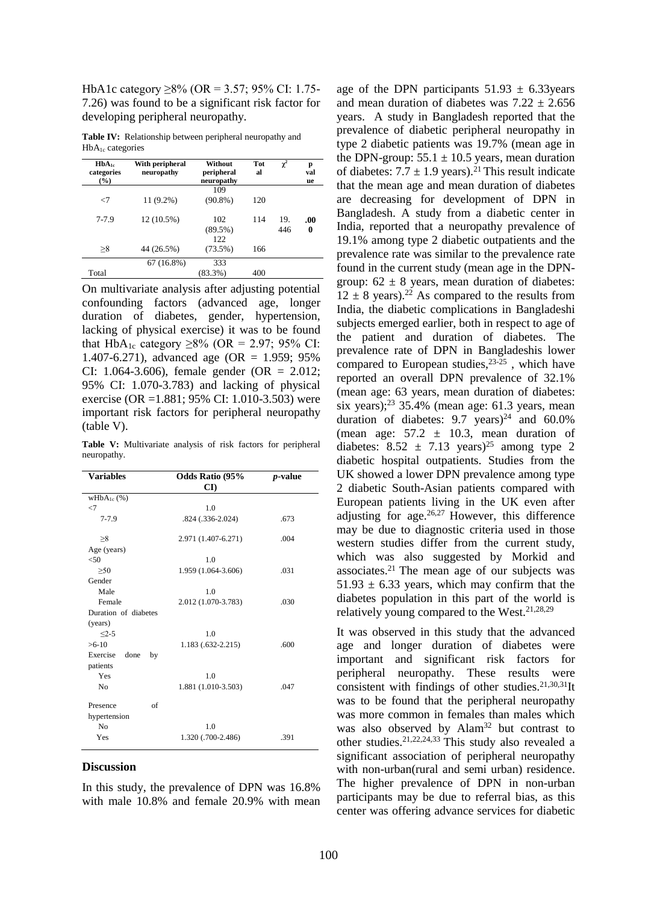$HbA_{1c}$ category ≥8% (OR = 3.57; 95% CI: 1.75-7.26) was found to be a significant risk factor for developing peripheral neuropathy.

**Table IV:** Relationship between peripheral neuropathy and $HbA_{1c}$ categories

| $HbA_{1c}$ categories (%) | With peripheral neuropathy | Without peripheral neuropathy | Total | $\chi^2$ | p value |
|---|---|---|---|---|---|
| <7 | 11 (9.2%) | 109 (90.8%) | 120 | | |
| 7-7.9 | 12 (10.5%) | 102 (89.5%) | 114 | 19.446 | **.000** |
| ≥8 | 44 (26.5%) | 122 (73.5%) | 166 | | |
| Total | 67 (16.8%) | 333 (83.3%) | 400 | | |

On multivariate analysis after adjusting potential confounding factors (advanced age, longer duration of diabetes, gender, hypertension, lacking of physical exercise) it was to be found that $HbA_{1c}$ category ≥8% (OR = 2.97; 95% CI: 1.407-6.271), advanced age (OR = 1.959; 95% CI: 1.064-3.606), female gender (OR = 2.012; 95% CI: 1.070-3.783) and lacking of physical exercise (OR =1.881; 95% CI: 1.010-3.503) were important risk factors for peripheral neuropathy (table V).

**Table V:** Multivariate analysis of risk factors for peripheral neuropathy.

| Variables | Odds Ratio (95% CI) | *p*-value |
|---|---|---|
| w$HbA_{1c}$ (%) | | |
| <7 | 1.0 | |
| 7-7.9 | .824 (.336-2.024) | .673 |
| ≥8 | 2.971 (1.407-6.271) | .004 |
| Age (years) | | |
| <50 | 1.0 | |
| ≥50 | 1.959 (1.064-3.606) | .031 |
| Gender | | |
| Male | 1.0 | |
| Female | 2.012 (1.070-3.783) | .030 |
| Duration of diabetes (years) | | |
| ≤2-5 | 1.0 | |
| >6-10 | 1.183 (.632-2.215) | .600 |
| Exercise done by patients | | |
| Yes | 1.0 | |
| No | 1.881 (1.010-3.503) | .047 |
| Presence of hypertension | | |
| No | 1.0 | |
| Yes | 1.320 (.700-2.486) | .391 |

### Discussion

In this study, the prevalence of DPN was 16.8% with male 10.8% and female 20.9% with mean age of the DPN participants 51.93 ± 6.33years and mean duration of diabetes was 7.22 ± 2.656 years. A study in Bangladesh reported that the prevalence of diabetic peripheral neuropathy in type 2 diabetic patients was 19.7% (mean age in the DPN-group: 55.1 ± 10.5 years, mean duration of diabetes: 7.7 ± 1.9 years).[21] This result indicate that the mean age and mean duration of diabetes are decreasing for development of DPN in Bangladesh. A study from a diabetic center in India, reported that a neuropathy prevalence of 19.1% among type 2 diabetic outpatients and the prevalence rate was similar to the prevalence rate found in the current study (mean age in the DPN-group: 62 ± 8 years, mean duration of diabetes: 12 ± 8 years).[22] As compared to the results from India, the diabetic complications in Bangladeshi subjects emerged earlier, both in respect to age of the patient and duration of diabetes. The prevalence rate of DPN in Bangladeshis lower compared to European studies,[23-25] , which have reported an overall DPN prevalence of 32.1% (mean age: 63 years, mean duration of diabetes: six years);[23] 35.4% (mean age: 61.3 years, mean duration of diabetes: 9.7 years)[24] and 60.0% (mean age: 57.2 ± 10.3, mean duration of diabetes: 8.52 ± 7.13 years)[25] among type 2 diabetic hospital outpatients. Studies from the UK showed a lower DPN prevalence among type 2 diabetic South-Asian patients compared with European patients living in the UK even after adjusting for age.[26,27] However, this difference may be due to diagnostic criteria used in those western studies differ from the current study, which was also suggested by Morkid and associates.[21] The mean age of our subjects was 51.93 ± 6.33 years, which may confirm that the diabetes population in this part of the world is relatively young compared to the West.[21,28,29]

It was observed in this study that the advanced age and longer duration of diabetes were important and significant risk factors for peripheral neuropathy. These results were consistent with findings of other studies.[21,30,31]It was to be found that the peripheral neuropathy was more common in females than males which was also observed by Alam[32] but contrast to other studies.[21,22,24,33] This study also revealed a significant association of peripheral neuropathy with non-urban(rural and semi urban) residence. The higher prevalence of DPN in non-urban participants may be due to referral bias, as this center was offering advance services for diabetic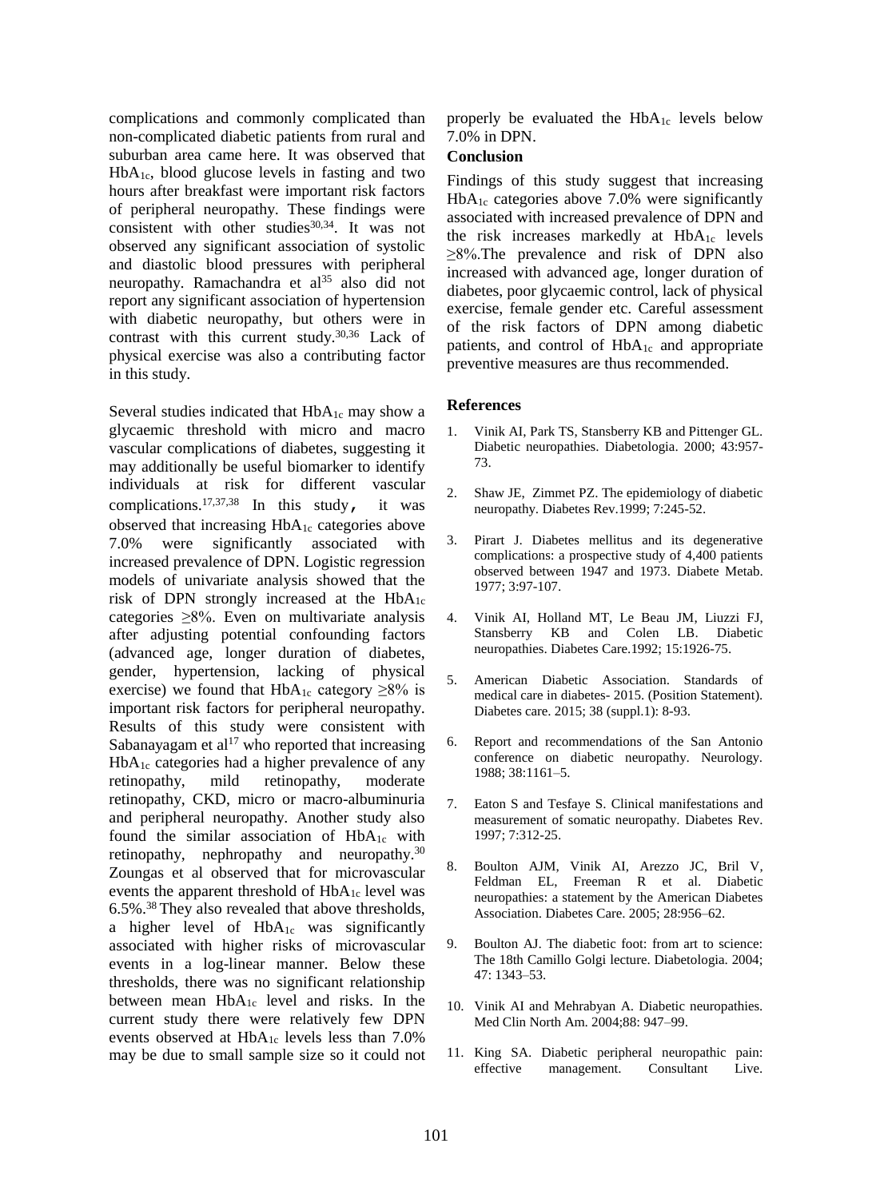complications and commonly complicated than non-complicated diabetic patients from rural and suburban area came here. It was observed that $HbA_{1c}$, blood glucose levels in fasting and two hours after breakfast were important risk factors of peripheral neuropathy. These findings were consistent with other studies[30,34]. It was not observed any significant association of systolic and diastolic blood pressures with peripheral neuropathy. Ramachandra et al[35] also did not report any significant association of hypertension with diabetic neuropathy, but others were in contrast with this current study.[30,36] Lack of physical exercise was also a contributing factor in this study.

Several studies indicated that $HbA_{1c}$ may show a glycaemic threshold with micro and macro vascular complications of diabetes, suggesting it may additionally be useful biomarker to identify individuals at risk for different vascular complications.[17,37,38] In this study, it was observed that increasing $HbA_{1c}$ categories above 7.0% were significantly associated with increased prevalence of DPN. Logistic regression models of univariate analysis showed that the risk of DPN strongly increased at the $HbA_{1c}$ categories ≥8%. Even on multivariate analysis after adjusting potential confounding factors (advanced age, longer duration of diabetes, gender, hypertension, lacking of physical exercise) we found that $HbA_{1c}$ category ≥8% is important risk factors for peripheral neuropathy. Results of this study were consistent with Sabanayagam et al[17] who reported that increasing $HbA_{1c}$ categories had a higher prevalence of any retinopathy, mild retinopathy, moderate retinopathy, CKD, micro or macro-albuminuria and peripheral neuropathy. Another study also found the similar association of $HbA_{1c}$ with retinopathy, nephropathy and neuropathy.[30] Zoungas et al observed that for microvascular events the apparent threshold of $HbA_{1c}$ level was 6.5%.[38] They also revealed that above thresholds, a higher level of $HbA_{1c}$ was significantly associated with higher risks of microvascular events in a log-linear manner. Below these thresholds, there was no significant relationship between mean $HbA_{1c}$ level and risks. In the current study there were relatively few DPN events observed at $HbA_{1c}$ levels less than 7.0% may be due to small sample size so it could not properly be evaluated the $HbA_{1c}$ levels below 7.0% in DPN.

## Conclusion

Findings of this study suggest that increasing $HbA_{1c}$ categories above 7.0% were significantly associated with increased prevalence of DPN and the risk increases markedly at $HbA_{1c}$ levels ≥8%.The prevalence and risk of DPN also increased with advanced age, longer duration of diabetes, poor glycaemic control, lack of physical exercise, female gender etc. Careful assessment of the risk factors of DPN among diabetic patients, and control of $HbA_{1c}$ and appropriate preventive measures are thus recommended.

## References

1. Vinik AI, Park TS, Stansberry KB and Pittenger GL. Diabetic neuropathies. Diabetologia. 2000; 43:957-73.
2. Shaw JE, Zimmet PZ. The epidemiology of diabetic neuropathy. Diabetes Rev.1999; 7:245-52.
3. Pirart J. Diabetes mellitus and its degenerative complications: a prospective study of 4,400 patients observed between 1947 and 1973. Diabete Metab. 1977; 3:97-107.
4. Vinik AI, Holland MT, Le Beau JM, Liuzzi FJ, Stansberry KB and Colen LB. Diabetic neuropathies. Diabetes Care.1992; 15:1926-75.
5. American Diabetic Association. Standards of medical care in diabetes- 2015. (Position Statement). Diabetes care. 2015; 38 (suppl.1): 8-93.
6. Report and recommendations of the San Antonio conference on diabetic neuropathy. Neurology. 1988; 38:1161–5.
7. Eaton S and Tesfaye S. Clinical manifestations and measurement of somatic neuropathy. Diabetes Rev. 1997; 7:312-25.
8. Boulton AJM, Vinik AI, Arezzo JC, Bril V, Feldman EL, Freeman R et al. Diabetic neuropathies: a statement by the American Diabetes Association. Diabetes Care. 2005; 28:956–62.
9. Boulton AJ. The diabetic foot: from art to science: The 18th Camillo Golgi lecture. Diabetologia. 2004; 47: 1343–53.
10. Vinik AI and Mehrabyan A. Diabetic neuropathies. Med Clin North Am. 2004;88: 947–99.
11. King SA. Diabetic peripheral neuropathic pain: effective management. Consultant Live.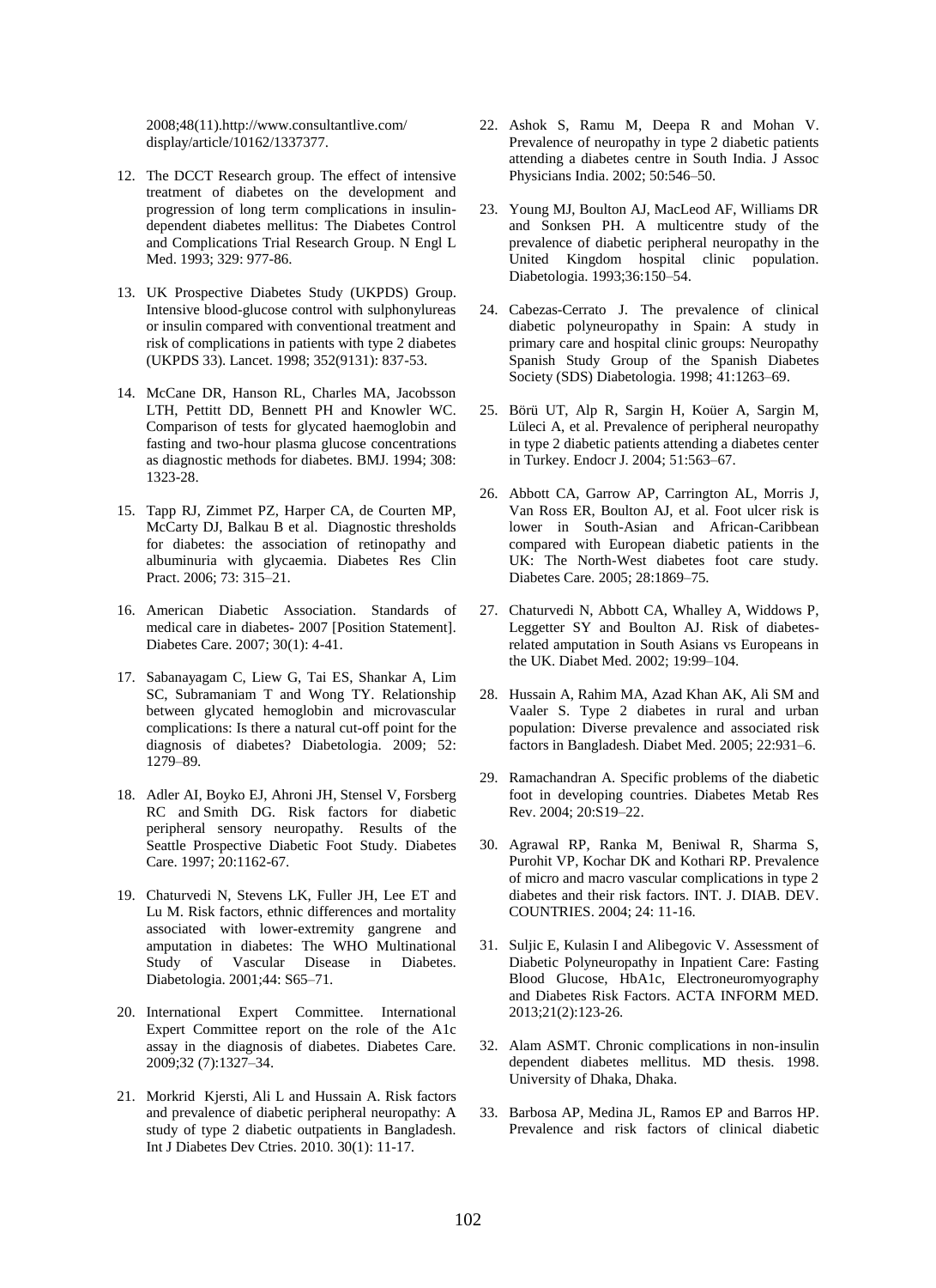2008;48(11).http://www.consultantlive.com/ display/article/10162/1337377.

12. The DCCT Research group. The effect of intensive treatment of diabetes on the development and progression of long term complications in insulin-dependent diabetes mellitus: The Diabetes Control and Complications Trial Research Group. N Engl L Med. 1993; 329: 977-86.

13. UK Prospective Diabetes Study (UKPDS) Group. Intensive blood-glucose control with sulphonylureas or insulin compared with conventional treatment and risk of complications in patients with type 2 diabetes (UKPDS 33). Lancet. 1998; 352(9131): 837-53.

14. McCane DR, Hanson RL, Charles MA, Jacobsson LTH, Pettitt DD, Bennett PH and Knowler WC. Comparison of tests for glycated haemoglobin and fasting and two-hour plasma glucose concentrations as diagnostic methods for diabetes. BMJ. 1994; 308: 1323-28.

15. Tapp RJ, Zimmet PZ, Harper CA, de Courten MP, McCarty DJ, Balkau B et al. Diagnostic thresholds for diabetes: the association of retinopathy and albuminuria with glycaemia. Diabetes Res Clin Pract. 2006; 73: 315–21.

16. American Diabetic Association. Standards of medical care in diabetes- 2007 [Position Statement]. Diabetes Care. 2007; 30(1): 4-41.

17. Sabanayagam C, Liew G, Tai ES, Shankar A, Lim SC, Subramaniam T and Wong TY. Relationship between glycated hemoglobin and microvascular complications: Is there a natural cut-off point for the diagnosis of diabetes? Diabetologia. 2009; 52: 1279–89.

18. Adler AI, Boyko EJ, Ahroni JH, Stensel V, Forsberg RC and Smith DG. Risk factors for diabetic peripheral sensory neuropathy. Results of the Seattle Prospective Diabetic Foot Study. Diabetes Care. 1997; 20:1162-67.

19. Chaturvedi N, Stevens LK, Fuller JH, Lee ET and Lu M. Risk factors, ethnic differences and mortality associated with lower-extremity gangrene and amputation in diabetes: The WHO Multinational Study of Vascular Disease in Diabetes. Diabetologia. 2001;44: S65–71.

20. International Expert Committee. International Expert Committee report on the role of the A1c assay in the diagnosis of diabetes. Diabetes Care. 2009;32 (7):1327–34.

21. Morkrid Kjersti, Ali L and Hussain A. Risk factors and prevalence of diabetic peripheral neuropathy: A study of type 2 diabetic outpatients in Bangladesh. Int J Diabetes Dev Ctries. 2010. 30(1): 11-17.

22. Ashok S, Ramu M, Deepa R and Mohan V. Prevalence of neuropathy in type 2 diabetic patients attending a diabetes centre in South India. J Assoc Physicians India. 2002; 50:546–50.

23. Young MJ, Boulton AJ, MacLeod AF, Williams DR and Sonksen PH. A multicentre study of the prevalence of diabetic peripheral neuropathy in the United Kingdom hospital clinic population. Diabetologia. 1993;36:150–54.

24. Cabezas-Cerrato J. The prevalence of clinical diabetic polyneuropathy in Spain: A study in primary care and hospital clinic groups: Neuropathy Spanish Study Group of the Spanish Diabetes Society (SDS) Diabetologia. 1998; 41:1263–69.

25. Börü UT, Alp R, Sargin H, Koüer A, Sargin M, Lüleci A, et al. Prevalence of peripheral neuropathy in type 2 diabetic patients attending a diabetes center in Turkey. Endocr J. 2004; 51:563–67.

26. Abbott CA, Garrow AP, Carrington AL, Morris J, Van Ross ER, Boulton AJ, et al. Foot ulcer risk is lower in South-Asian and African-Caribbean compared with European diabetic patients in the UK: The North-West diabetes foot care study. Diabetes Care. 2005; 28:1869–75.

27. Chaturvedi N, Abbott CA, Whalley A, Widdows P, Leggetter SY and Boulton AJ. Risk of diabetes-related amputation in South Asians vs Europeans in the UK. Diabet Med. 2002; 19:99–104.

28. Hussain A, Rahim MA, Azad Khan AK, Ali SM and Vaaler S. Type 2 diabetes in rural and urban population: Diverse prevalence and associated risk factors in Bangladesh. Diabet Med. 2005; 22:931–6.

29. Ramachandran A. Specific problems of the diabetic foot in developing countries. Diabetes Metab Res Rev. 2004; 20:S19–22.

30. Agrawal RP, Ranka M, Beniwal R, Sharma S, Purohit VP, Kochar DK and Kothari RP. Prevalence of micro and macro vascular complications in type 2 diabetes and their risk factors. INT. J. DIAB. DEV. COUNTRIES. 2004; 24: 11-16.

31. Suljic E, Kulasin I and Alibegovic V. Assessment of Diabetic Polyneuropathy in Inpatient Care: Fasting Blood Glucose, HbA1c, Electroneuromyography and Diabetes Risk Factors. ACTA INFORM MED. 2013;21(2):123-26.

32. Alam ASMT. Chronic complications in non-insulin dependent diabetes mellitus. MD thesis. 1998. University of Dhaka, Dhaka.

33. Barbosa AP, Medina JL, Ramos EP and Barros HP. Prevalence and risk factors of clinical diabetic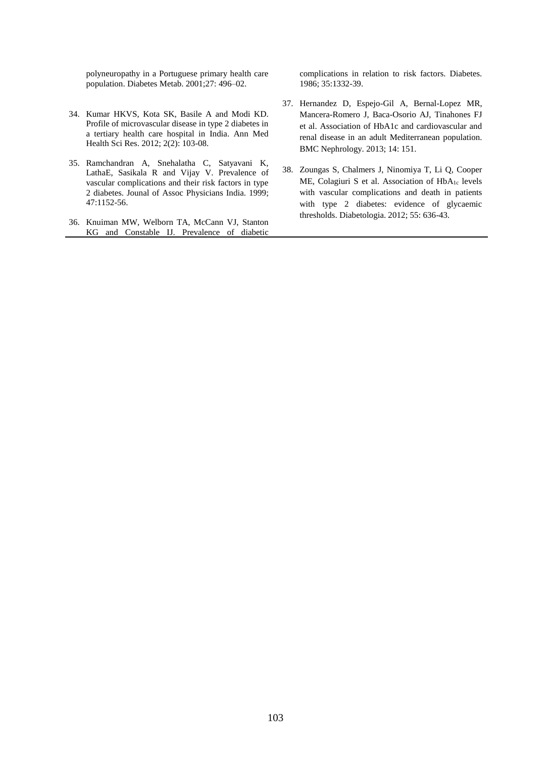polyneuropathy in a Portuguese primary health care population. Diabetes Metab. 2001;27: 496–02.

34. Kumar HKVS, Kota SK, Basile A and Modi KD. Profile of microvascular disease in type 2 diabetes in a tertiary health care hospital in India. Ann Med Health Sci Res. 2012; 2(2): 103-08.

35. Ramchandran A, Snehalatha C, Satyavani K, LathaE, Sasikala R and Vijay V. Prevalence of vascular complications and their risk factors in type 2 diabetes. Jounal of Assoc Physicians India. 1999; 47:1152-56.

36. Knuiman MW, Welborn TA, McCann VJ, Stanton KG and Constable IJ. Prevalence of diabetic complications in relation to risk factors. Diabetes. 1986; 35:1332-39.

37. Hernandez D, Espejo-Gil A, Bernal-Lopez MR, Mancera-Romero J, Baca-Osorio AJ, Tinahones FJ et al. Association of HbA1c and cardiovascular and renal disease in an adult Mediterranean population. BMC Nephrology. 2013; 14: 151.

38. Zoungas S, Chalmers J, Ninomiya T, Li Q, Cooper ME, Colagiuri S et al. Association of $HbA_{1c}$ levels with vascular complications and death in patients with type 2 diabetes: evidence of glycaemic thresholds. Diabetologia. 2012; 55: 636-43.